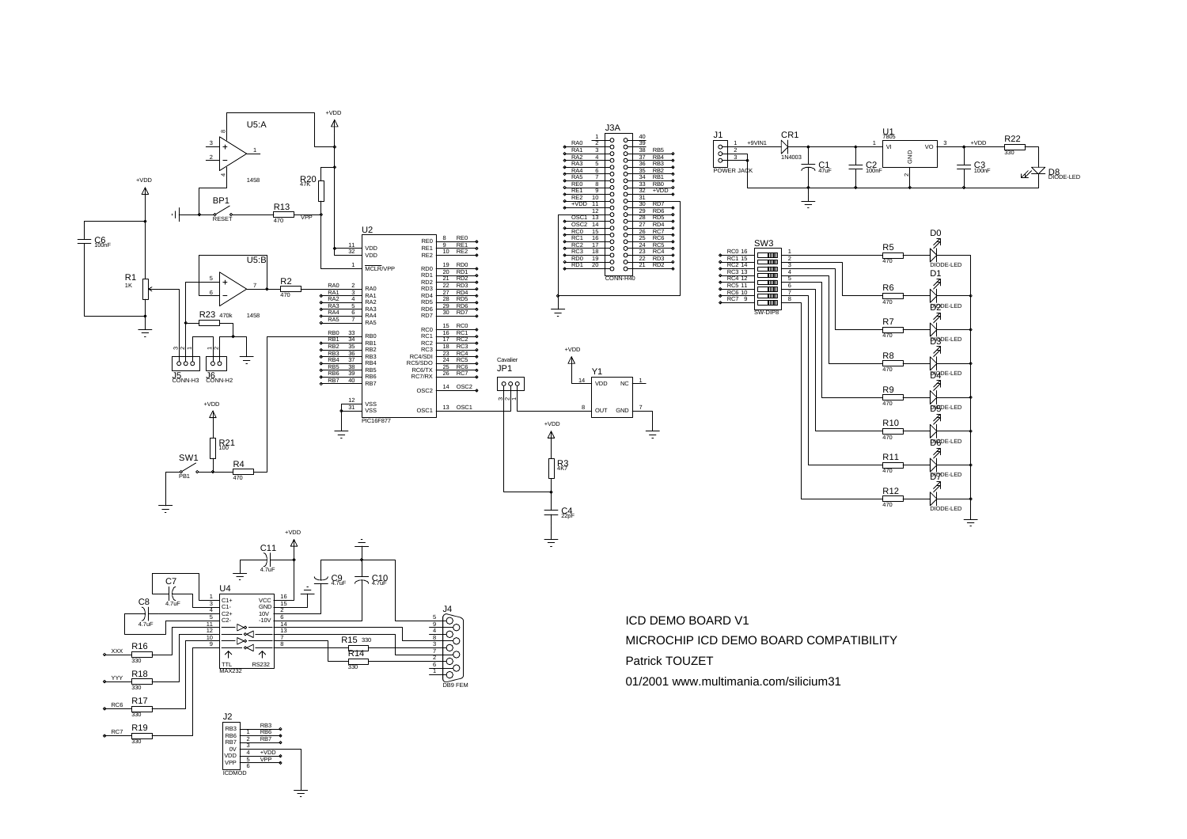ICD DEMO BOARD V1

MICROCHIP ICD DEMO BOARD COMPATIBILITY

Patrick TOUZET

01/2001 www.multimania.com/silicium31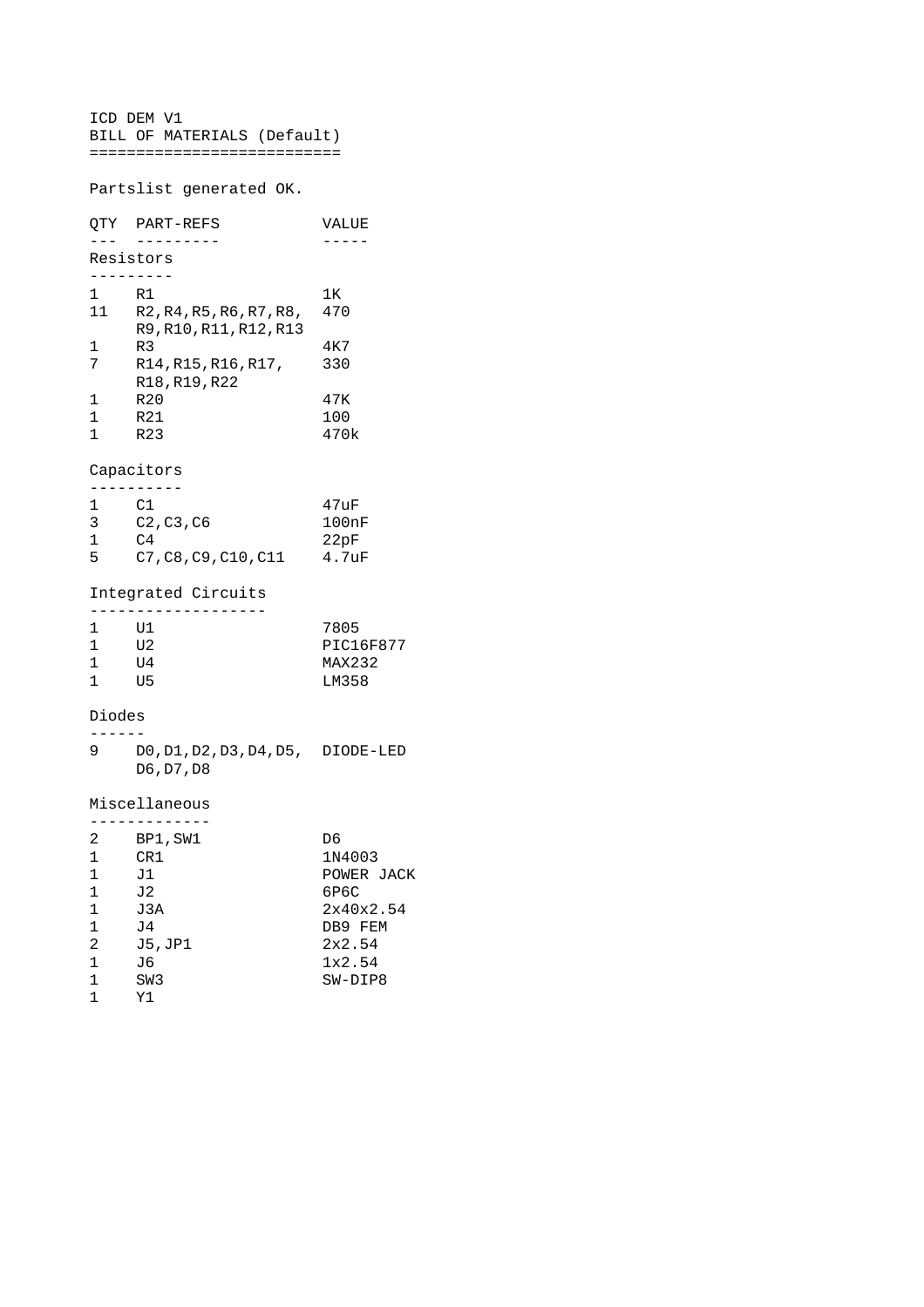ICD DEM V1
BILL OF MATERIALS (Default)
===========================

Partslist generated OK.

| QTY | PART-REFS | VALUE |
|---|---|---|
| **Resistors** | | |
| 1 | R1 | 1K |
| 11 | R2,R4,R5,R6,R7,R8, R9,R10,R11,R12,R13 | 470 |
| 1 | R3 | 4K7 |
| 7 | R14,R15,R16,R17, R18,R19,R22 | 330 |
| 1 | R20 | 47K |
| 1 | R21 | 100 |
| 1 | R23 | 470k |
| **Capacitors** | | |
| 1 | C1 | 47uF |
| 3 | C2,C3,C6 | 100nF |
| 1 | C4 | 22pF |
| 5 | C7,C8,C9,C10,C11 | 4.7uF |
| **Integrated Circuits** | | |
| 1 | U1 | 7805 |
| 1 | U2 | PIC16F877 |
| 1 | U4 | MAX232 |
| 1 | U5 | LM358 |
| **Diodes** | | |
| 9 | D0,D1,D2,D3,D4,D5, D6,D7,D8 | DIODE-LED |
| **Miscellaneous** | | |
| 2 | BP1,SW1 | D6 |
| 1 | CR1 | 1N4003 |
| 1 | J1 | POWER JACK |
| 1 | J2 | 6P6C |
| 1 | J3A | 2x40x2.54 |
| 1 | J4 | DB9 FEM |
| 2 | J5,JP1 | 2x2.54 |
| 1 | J6 | 1x2.54 |
| 1 | SW3 | SW-DIP8 |
| 1 | Y1 | |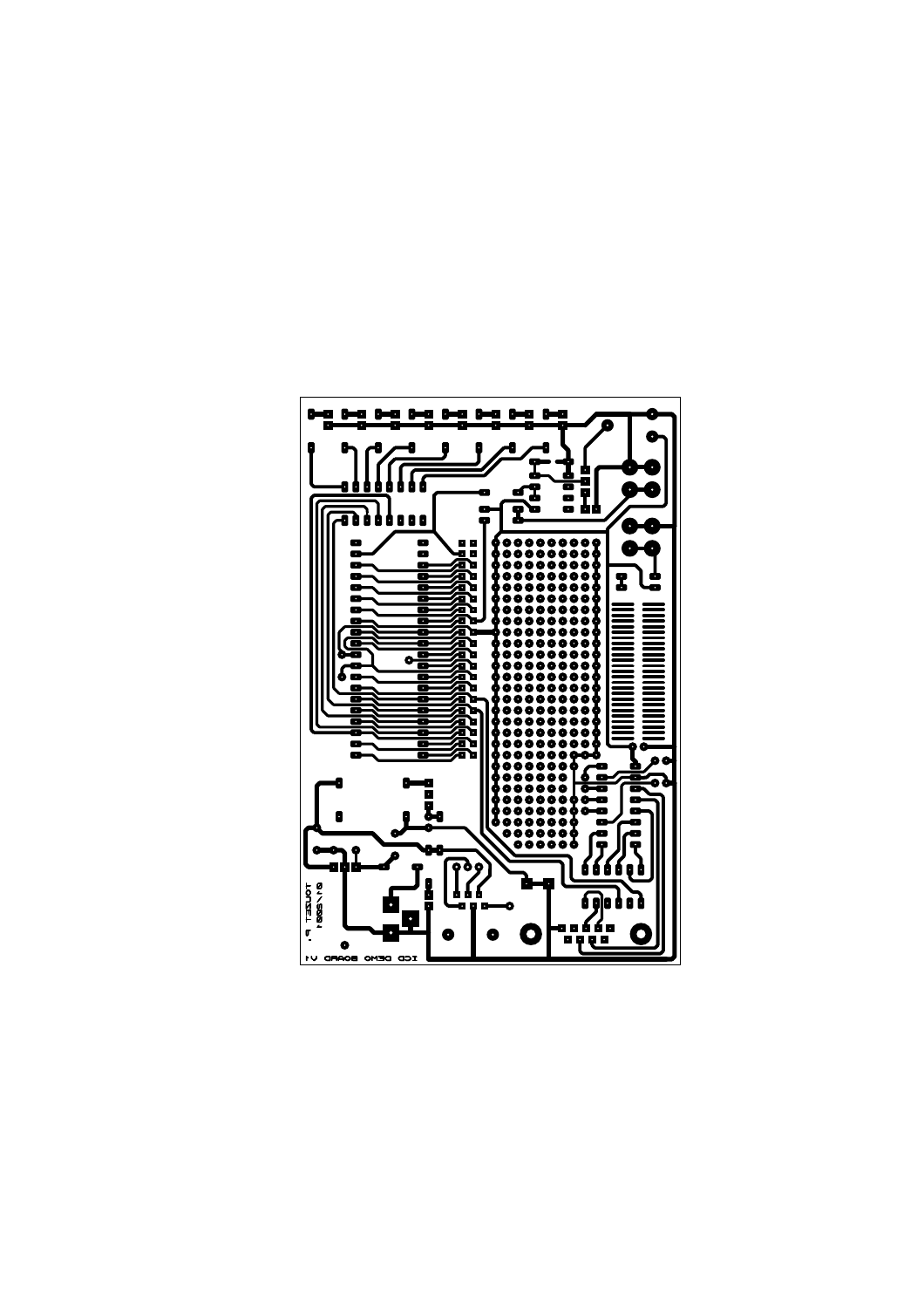ICD DEMO BOARD V1

TOUZET F.

01/2001